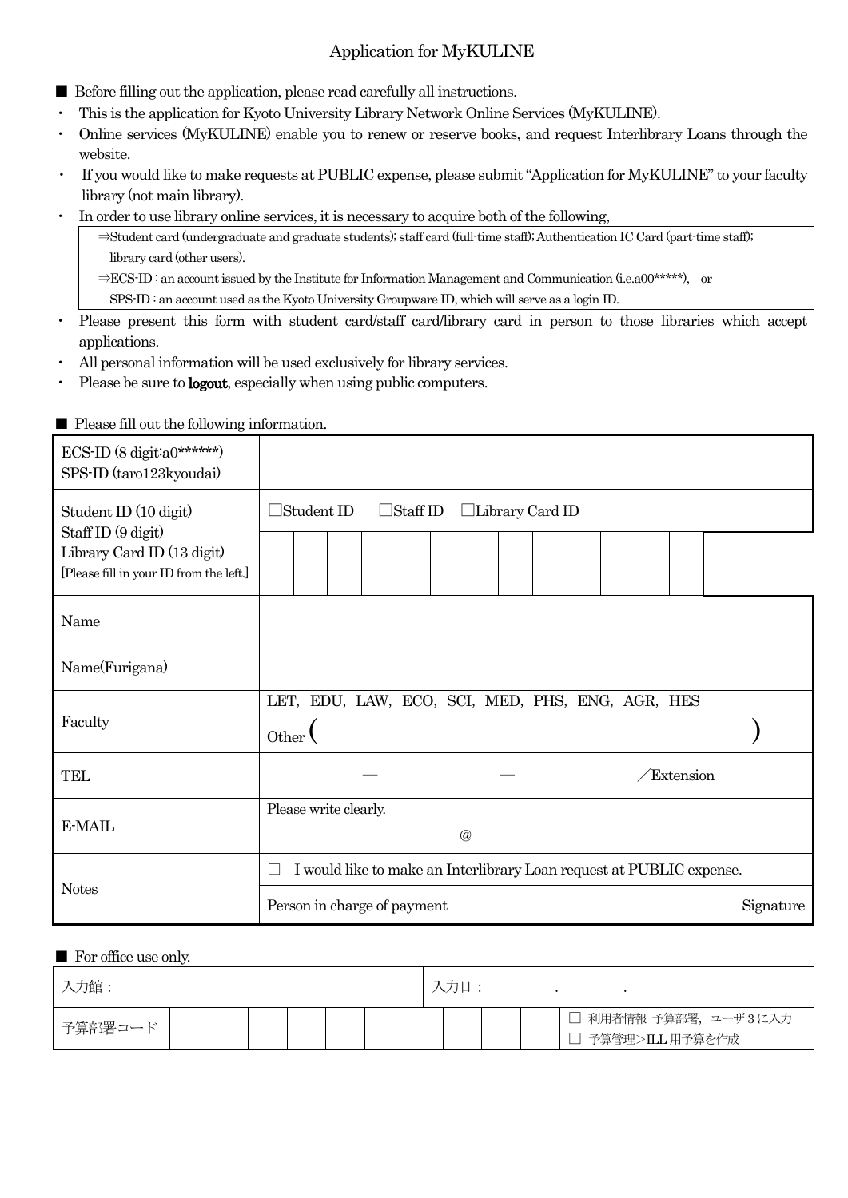# Application for MyKULINE

■ Before filling out the application, please read carefully all instructions.

- This is the application for Kyoto University Library Network Online Services (MyKULINE).
- Online services (MyKULINE) enable you to renew or reserve books, and request Interlibrary Loans through the website.
- If you would like to make requests at PUBLIC expense, please submit "Application for MyKULINE" to your faculty library (not main library).
- In order to use library online services, it is necessary to acquire both of the following,

> ⇒Student card (undergraduate and graduate students); staff card (full-time staff); Authentication IC Card (part-time staff); library card (other users).
>
> ⇒ECS-ID : an account issued by the Institute for Information Management and Communication (i.e.a00*****), or
> SPS-ID : an account used as the Kyoto University Groupware ID, which will serve as a login ID.

- Please present this form with student card/staff card/library card in person to those libraries which accept applications.
- All personal information will be used exclusively for library services.
- Please be sure to **logout**, especially when using public computers.

■ Please fill out the following information.

| | |
|---|---|
| ECS-ID (8 digit:a0******)<br>SPS-ID (taro123kyoudai) | |
| Student ID (10 digit)<br>Staff ID (9 digit)<br>Library Card ID (13 digit)<br>[Please fill in your ID from the left.] | ☐Student ID ☐Staff ID ☐Library Card ID<br>[ ][ ][ ][ ][ ][ ][ ][ ][ ][ ][ ][ ][ ] |
| Name | |
| Name(Furigana) | |
| Faculty | LET, EDU, LAW, ECO, SCI, MED, PHS, ENG, AGR, HES<br>Other ( ) |
| TEL | — — ／Extension |
| E-MAIL | Please write clearly.<br>@ |
| Notes | ☐ I would like to make an Interlibrary Loan request at PUBLIC expense.<br>Person in charge of payment Signature |

■ For office use only.

| 入力館： | | | | | | | | | | 入力日：　　.　　. |
|---|---|---|---|---|---|---|---|---|---|---|
| 予算部署コード | | | | | | | | | | ☐ 利用者情報 予算部署，ユーザ 3 に入力<br>☐ 予算管理>ILL 用予算を作成 |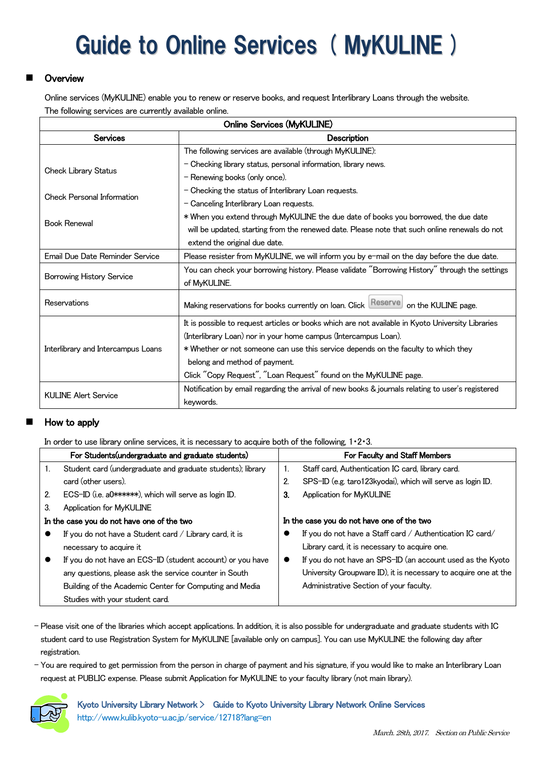# Guide to Online Services ( MyKULINE )

## Overview

Online services (MyKULINE) enable you to renew or reserve books, and request Interlibrary Loans through the website.
The following services are currently available online.

| Online Services (MyKULINE) | |
|---|---|
| **Services** | **Description** |
| Check Library Status<br><br>Check Personal Information<br><br>Book Renewal | The following services are available (through MyKULINE):<br>– Checking library status, personal information, library news.<br>– Renewing books (only once).<br>– Checking the status of Interlibrary Loan requests.<br>– Canceling Interlibrary Loan requests.<br>* When you extend through MyKULINE the due date of books you borrowed, the due date will be updated, starting from the renewed date. Please note that such online renewals do not extend the original due date. |
| Email Due Date Reminder Service | Please resister from MyKULINE, we will inform you by e-mail on the day before the due date. |
| Borrowing History Service | You can check your borrowing history. Please validate "Borrowing History" through the settings of MyKULINE. |
| Reservations | Making reservations for books currently on loan. Click Reserve on the KULINE page. |
| Interlibrary and Intercampus Loans | It is possible to request articles or books which are not available in Kyoto University Libraries (Interlibrary Loan) nor in your home campus (Intercampus Loan).<br>* Whether or not someone can use this service depends on the faculty to which they belong and method of payment.<br>Click "Copy Request", "Loan Request" found on the MyKULINE page. |
| KULINE Alert Service | Notification by email regarding the arrival of new books & journals relating to user's registered keywords. |

## How to apply

In order to use library online services, it is necessary to acquire both of the following, 1・2・3.

| For Students(undergraduate and graduate students) | For Faculty and Staff Members |
|---|---|
| 1. Student card (undergraduate and graduate students); library card (other users). | 1. Staff card, Authentication IC card, library card. |
| 2. ECS-ID (i.e. a0******), which will serve as login ID. | 2. SPS-ID (e.g. taro123kyodai), which will serve as login ID. |
| 3. Application for MyKULINE | 3. Application for MyKULINE |
| **In the case you do not have one of the two** | **In the case you do not have one of the two** |
| ● If you do not have a Student card / Library card, it is necessary to acquire it | ● If you do not have a Staff card / Authentication IC card/ Library card, it is necessary to acquire one. |
| ● If you do not have an ECS-ID (student account) or you have any questions, please ask the service counter in South Building of the Academic Center for Computing and Media Studies with your student card. | ● If you do not have an SPS-ID (an account used as the Kyoto University Groupware ID), it is necessary to acquire one at the Administrative Section of your faculty. |

- Please visit one of the libraries which accept applications. In addition, it is also possible for undergraduate and graduate students with IC student card to use Registration System for MyKULINE [available only on campus]. You can use MyKULINE the following day after registration.
- You are required to get permission from the person in charge of payment and his signature, if you would like to make an Interlibrary Loan request at PUBLIC expense. Please submit Application for MyKULINE to your faculty library (not main library).

Kyoto University Library Network > Guide to Kyoto University Library Network Online Services
http://www.kulib.kyoto-u.ac.jp/service/12718?lang=en

*March. 28th, 2017. Section on Public Service*